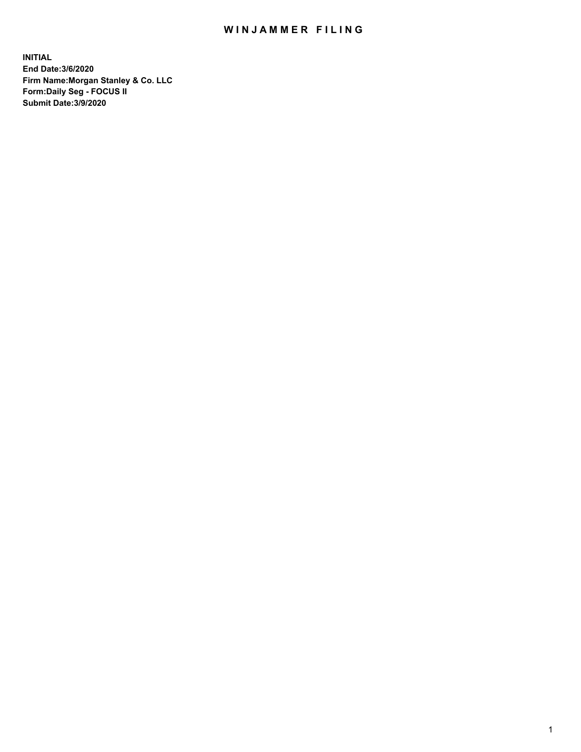# WINJAMMER FILING

**INITIAL**
**End Date:3/6/2020**
**Firm Name:Morgan Stanley & Co. LLC**
**Form:Daily Seg - FOCUS II**
**Submit Date:3/9/2020**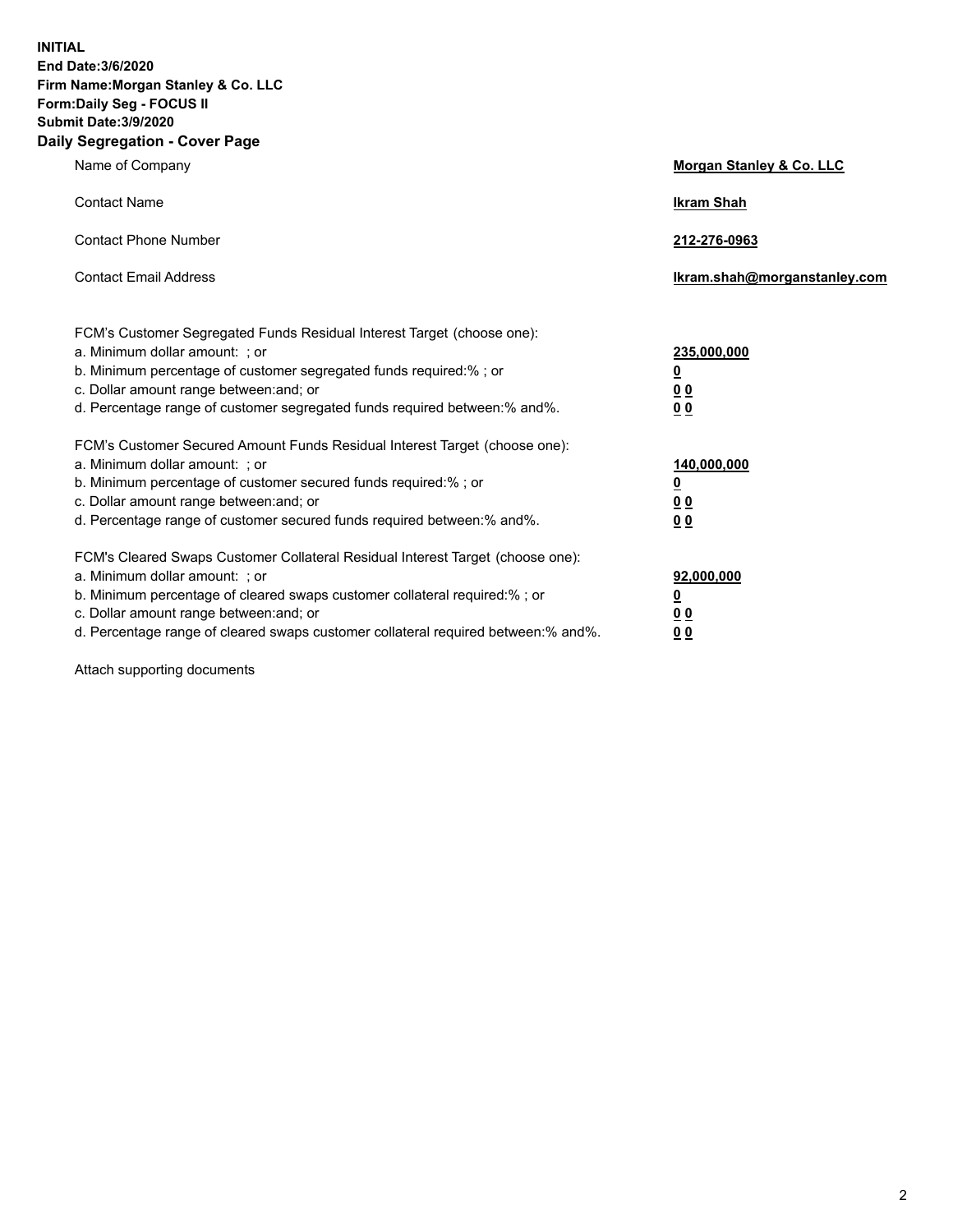**INITIAL**
**End Date:3/6/2020**
**Firm Name:Morgan Stanley & Co. LLC**
**Form:Daily Seg - FOCUS II**
**Submit Date:3/9/2020**

## Daily Segregation - Cover Page

| | |
|---|---|
| Name of Company | **Morgan Stanley & Co. LLC** |
| Contact Name | **Ikram Shah** |
| Contact Phone Number | **212-276-0963** |
| Contact Email Address | **Ikram.shah@morganstanley.com** |

| | |
|---|---|
| FCM's Customer Segregated Funds Residual Interest Target (choose one): | |
| a. Minimum dollar amount: ; or | **235,000,000** |
| b. Minimum percentage of customer segregated funds required:% ; or | **0** |
| c. Dollar amount range between:and; or | **0 0** |
| d. Percentage range of customer segregated funds required between:% and%. | **0 0** |
| FCM's Customer Secured Amount Funds Residual Interest Target (choose one): | |
| a. Minimum dollar amount: ; or | **140,000,000** |
| b. Minimum percentage of customer secured funds required:% ; or | **0** |
| c. Dollar amount range between:and; or | **0 0** |
| d. Percentage range of customer secured funds required between:% and%. | **0 0** |
| FCM's Cleared Swaps Customer Collateral Residual Interest Target (choose one): | |
| a. Minimum dollar amount: ; or | **92,000,000** |
| b. Minimum percentage of cleared swaps customer collateral required:% ; or | **0** |
| c. Dollar amount range between:and; or | **0 0** |
| d. Percentage range of cleared swaps customer collateral required between:% and%. | **0 0** |

Attach supporting documents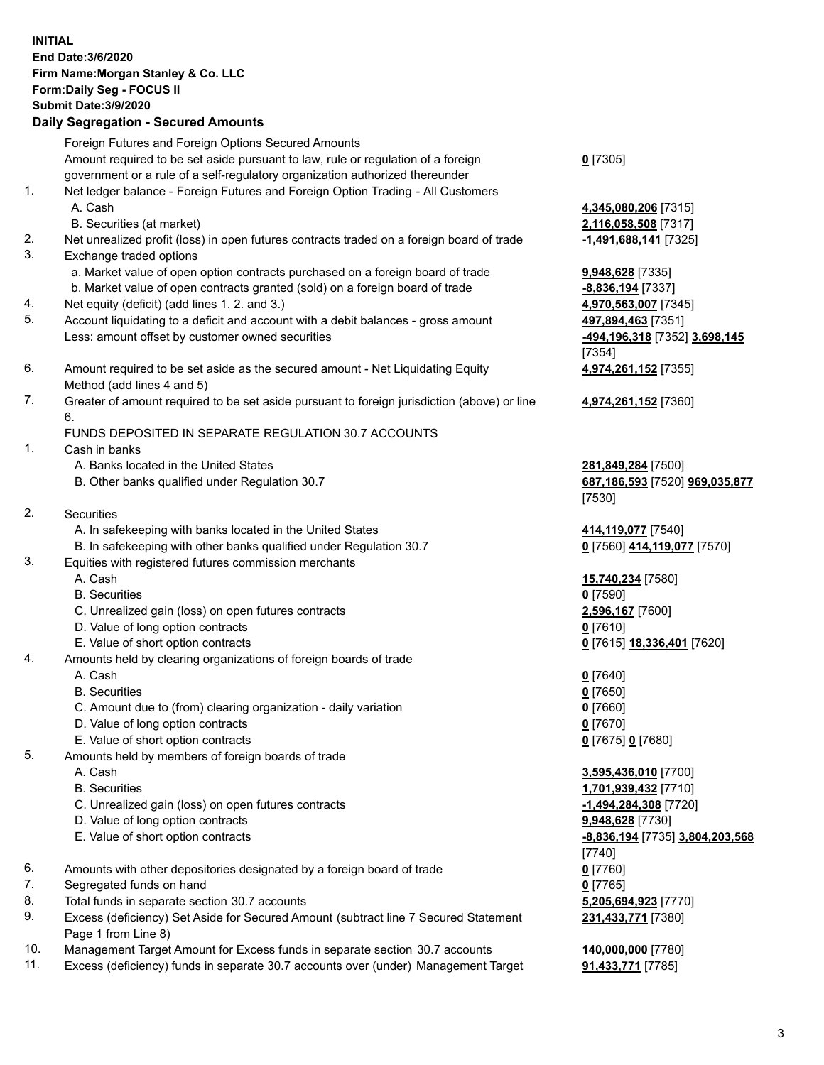**INITIAL**
**End Date:3/6/2020**
**Firm Name:Morgan Stanley & Co. LLC**
**Form:Daily Seg - FOCUS II**
**Submit Date:3/9/2020**

## Daily Segregation - Secured Amounts

| | | |
|---|---|---|
| | Foreign Futures and Foreign Options Secured Amounts | |
| | Amount required to be set aside pursuant to law, rule or regulation of a foreign government or a rule of a self-regulatory organization authorized thereunder | **0** [7305] |
| 1. | Net ledger balance - Foreign Futures and Foreign Option Trading - All Customers | |
| | A. Cash | **4,345,080,206** [7315] |
| | B. Securities (at market) | **2,116,058,508** [7317] |
| 2. | Net unrealized profit (loss) in open futures contracts traded on a foreign board of trade | **-1,491,688,141** [7325] |
| 3. | Exchange traded options | |
| | a. Market value of open option contracts purchased on a foreign board of trade | **9,948,628** [7335] |
| | b. Market value of open contracts granted (sold) on a foreign board of trade | **-8,836,194** [7337] |
| 4. | Net equity (deficit) (add lines 1. 2. and 3.) | **4,970,563,007** [7345] |
| 5. | Account liquidating to a deficit and account with a debit balances - gross amount | **497,894,463** [7351] |
| | Less: amount offset by customer owned securities | **-494,196,318** [7352] **3,698,145** [7354] |
| 6. | Amount required to be set aside as the secured amount - Net Liquidating Equity Method (add lines 4 and 5) | **4,974,261,152** [7355] |
| 7. | Greater of amount required to be set aside pursuant to foreign jurisdiction (above) or line 6. | **4,974,261,152** [7360] |
| | FUNDS DEPOSITED IN SEPARATE REGULATION 30.7 ACCOUNTS | |
| 1. | Cash in banks | |
| | A. Banks located in the United States | **281,849,284** [7500] |
| | B. Other banks qualified under Regulation 30.7 | **687,186,593** [7520] **969,035,877** [7530] |
| 2. | Securities | |
| | A. In safekeeping with banks located in the United States | **414,119,077** [7540] |
| | B. In safekeeping with other banks qualified under Regulation 30.7 | **0** [7560] **414,119,077** [7570] |
| 3. | Equities with registered futures commission merchants | |
| | A. Cash | **15,740,234** [7580] |
| | B. Securities | **0** [7590] |
| | C. Unrealized gain (loss) on open futures contracts | **2,596,167** [7600] |
| | D. Value of long option contracts | **0** [7610] |
| | E. Value of short option contracts | **0** [7615] **18,336,401** [7620] |
| 4. | Amounts held by clearing organizations of foreign boards of trade | |
| | A. Cash | **0** [7640] |
| | B. Securities | **0** [7650] |
| | C. Amount due to (from) clearing organization - daily variation | **0** [7660] |
| | D. Value of long option contracts | **0** [7670] |
| | E. Value of short option contracts | **0** [7675] **0** [7680] |
| 5. | Amounts held by members of foreign boards of trade | |
| | A. Cash | **3,595,436,010** [7700] |
| | B. Securities | **1,701,939,432** [7710] |
| | C. Unrealized gain (loss) on open futures contracts | **-1,494,284,308** [7720] |
| | D. Value of long option contracts | **9,948,628** [7730] |
| | E. Value of short option contracts | **-8,836,194** [7735] **3,804,203,568** [7740] |
| 6. | Amounts with other depositories designated by a foreign board of trade | **0** [7760] |
| 7. | Segregated funds on hand | **0** [7765] |
| 8. | Total funds in separate section 30.7 accounts | **5,205,694,923** [7770] |
| 9. | Excess (deficiency) Set Aside for Secured Amount (subtract line 7 Secured Statement Page 1 from Line 8) | **231,433,771** [7380] |
| 10. | Management Target Amount for Excess funds in separate section 30.7 accounts | **140,000,000** [7780] |
| 11. | Excess (deficiency) funds in separate 30.7 accounts over (under) Management Target | **91,433,771** [7785] |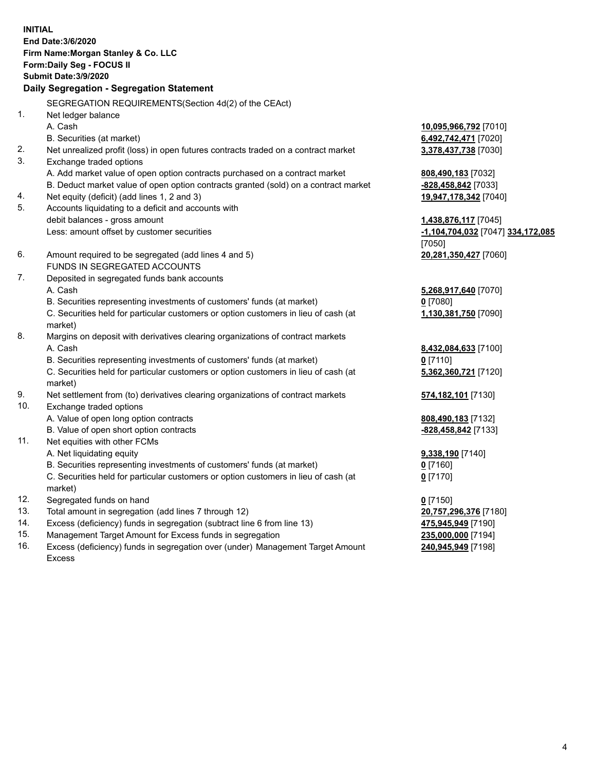**INITIAL**
**End Date:3/6/2020**
**Firm Name:Morgan Stanley & Co. LLC**
**Form:Daily Seg - FOCUS II**
**Submit Date:3/9/2020**

**Daily Segregation - Segregation Statement**

| | | |
|---|---|---|
| | SEGREGATION REQUIREMENTS(Section 4d(2) of the CEAct) | |
| 1. | Net ledger balance | |
| | A. Cash | **10,095,966,792** [7010] |
| | B. Securities (at market) | **6,492,742,471** [7020] |
| 2. | Net unrealized profit (loss) in open futures contracts traded on a contract market | **3,378,437,738** [7030] |
| 3. | Exchange traded options | |
| | A. Add market value of open option contracts purchased on a contract market | **808,490,183** [7032] |
| | B. Deduct market value of open option contracts granted (sold) on a contract market | **-828,458,842** [7033] |
| 4. | Net equity (deficit) (add lines 1, 2 and 3) | **19,947,178,342** [7040] |
| 5. | Accounts liquidating to a deficit and accounts with debit balances - gross amount | **1,438,876,117** [7045] |
| | Less: amount offset by customer securities | **-1,104,704,032** [7047] **334,172,085** [7050] |
| 6. | Amount required to be segregated (add lines 4 and 5) | **20,281,350,427** [7060] |
| | FUNDS IN SEGREGATED ACCOUNTS | |
| 7. | Deposited in segregated funds bank accounts | |
| | A. Cash | **5,268,917,640** [7070] |
| | B. Securities representing investments of customers' funds (at market) | **0** [7080] |
| | C. Securities held for particular customers or option customers in lieu of cash (at market) | **1,130,381,750** [7090] |
| 8. | Margins on deposit with derivatives clearing organizations of contract markets | |
| | A. Cash | **8,432,084,633** [7100] |
| | B. Securities representing investments of customers' funds (at market) | **0** [7110] |
| | C. Securities held for particular customers or option customers in lieu of cash (at market) | **5,362,360,721** [7120] |
| 9. | Net settlement from (to) derivatives clearing organizations of contract markets | **574,182,101** [7130] |
| 10. | Exchange traded options | |
| | A. Value of open long option contracts | **808,490,183** [7132] |
| | B. Value of open short option contracts | **-828,458,842** [7133] |
| 11. | Net equities with other FCMs | |
| | A. Net liquidating equity | **9,338,190** [7140] |
| | B. Securities representing investments of customers' funds (at market) | **0** [7160] |
| | C. Securities held for particular customers or option customers in lieu of cash (at market) | **0** [7170] |
| 12. | Segregated funds on hand | **0** [7150] |
| 13. | Total amount in segregation (add lines 7 through 12) | **20,757,296,376** [7180] |
| 14. | Excess (deficiency) funds in segregation (subtract line 6 from line 13) | **475,945,949** [7190] |
| 15. | Management Target Amount for Excess funds in segregation | **235,000,000** [7194] |
| 16. | Excess (deficiency) funds in segregation over (under) Management Target Amount Excess | **240,945,949** [7198] |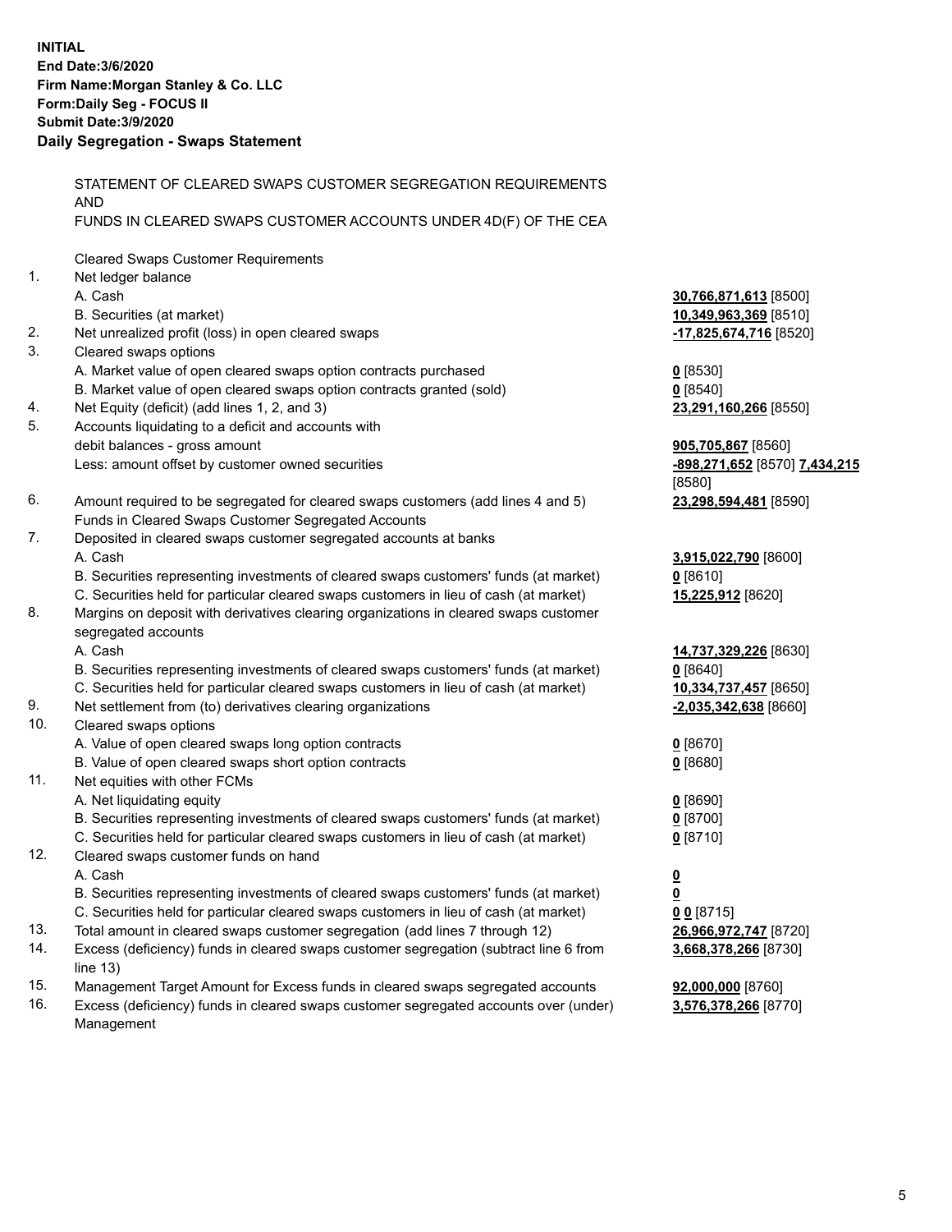**INITIAL**
**End Date:3/6/2020**
**Firm Name:Morgan Stanley & Co. LLC**
**Form:Daily Seg - FOCUS II**
**Submit Date:3/9/2020**
**Daily Segregation - Swaps Statement**

STATEMENT OF CLEARED SWAPS CUSTOMER SEGREGATION REQUIREMENTS AND FUNDS IN CLEARED SWAPS CUSTOMER ACCOUNTS UNDER 4D(F) OF THE CEA

| | | |
|---|---|---|
| | Cleared Swaps Customer Requirements | |
| 1. | Net ledger balance | |
| | A. Cash | **30,766,871,613** [8500] |
| | B. Securities (at market) | **10,349,963,369** [8510] |
| 2. | Net unrealized profit (loss) in open cleared swaps | **-17,825,674,716** [8520] |
| 3. | Cleared swaps options | |
| | A. Market value of open cleared swaps option contracts purchased | **0** [8530] |
| | B. Market value of open cleared swaps option contracts granted (sold) | **0** [8540] |
| 4. | Net Equity (deficit) (add lines 1, 2, and 3) | **23,291,160,266** [8550] |
| 5. | Accounts liquidating to a deficit and accounts with debit balances - gross amount | **905,705,867** [8560] |
| | Less: amount offset by customer owned securities | **-898,271,652** [8570] **7,434,215** [8580] |
| 6. | Amount required to be segregated for cleared swaps customers (add lines 4 and 5) | **23,298,594,481** [8590] |
| | Funds in Cleared Swaps Customer Segregated Accounts | |
| 7. | Deposited in cleared swaps customer segregated accounts at banks | |
| | A. Cash | **3,915,022,790** [8600] |
| | B. Securities representing investments of cleared swaps customers' funds (at market) | **0** [8610] |
| | C. Securities held for particular cleared swaps customers in lieu of cash (at market) | **15,225,912** [8620] |
| 8. | Margins on deposit with derivatives clearing organizations in cleared swaps customer segregated accounts | |
| | A. Cash | **14,737,329,226** [8630] |
| | B. Securities representing investments of cleared swaps customers' funds (at market) | **0** [8640] |
| | C. Securities held for particular cleared swaps customers in lieu of cash (at market) | **10,334,737,457** [8650] |
| 9. | Net settlement from (to) derivatives clearing organizations | **-2,035,342,638** [8660] |
| 10. | Cleared swaps options | |
| | A. Value of open cleared swaps long option contracts | **0** [8670] |
| | B. Value of open cleared swaps short option contracts | **0** [8680] |
| 11. | Net equities with other FCMs | |
| | A. Net liquidating equity | **0** [8690] |
| | B. Securities representing investments of cleared swaps customers' funds (at market) | **0** [8700] |
| | C. Securities held for particular cleared swaps customers in lieu of cash (at market) | **0** [8710] |
| 12. | Cleared swaps customer funds on hand | |
| | A. Cash | **0** |
| | B. Securities representing investments of cleared swaps customers' funds (at market) | **0** |
| | C. Securities held for particular cleared swaps customers in lieu of cash (at market) | **0** **0** [8715] |
| 13. | Total amount in cleared swaps customer segregation (add lines 7 through 12) | **26,966,972,747** [8720] |
| 14. | Excess (deficiency) funds in cleared swaps customer segregation (subtract line 6 from line 13) | **3,668,378,266** [8730] |
| 15. | Management Target Amount for Excess funds in cleared swaps segregated accounts | **92,000,000** [8760] |
| 16. | Excess (deficiency) funds in cleared swaps customer segregated accounts over (under) Management | **3,576,378,266** [8770] |